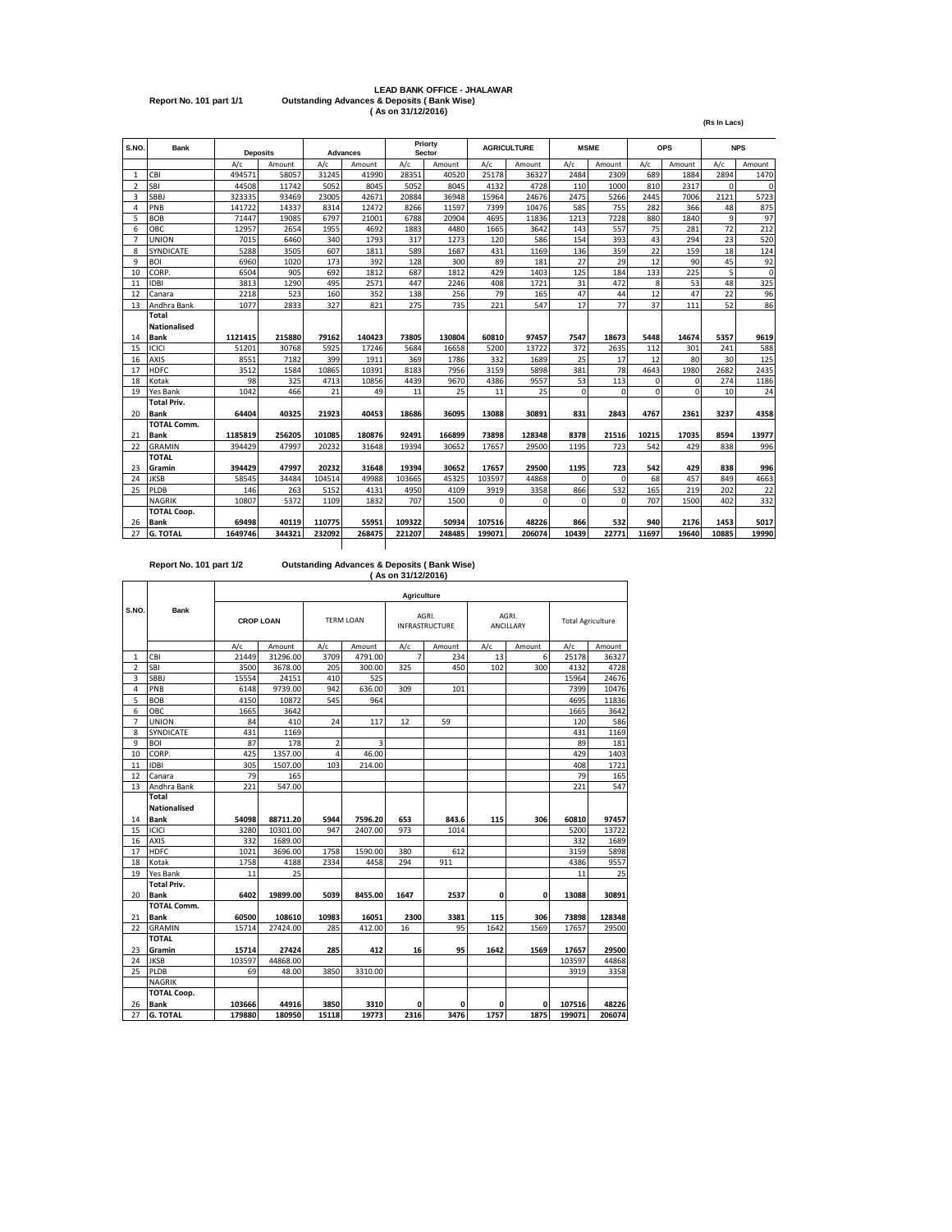# LEAD BANK OFFICE - JHALAWAR

Report No. 101 part 1/1

**Outstanding Advances & Deposits ( Bank Wise)**
**( As on 31/12/2016)**

(Rs In Lacs)

| S.NO. | Bank | Deposits | | Advances | | Priorty Sector | | AGRICULTURE | | MSME | | OPS | | NPS | |
|---|---|---|---|---|---|---|---|---|---|---|---|---|---|---|---|
| | | A/c | Amount | A/c | Amount | A/c | Amount | A/c | Amount | A/c | Amount | A/c | Amount | A/c | Amount |
| 1 | CBI | 494571 | 58057 | 31245 | 41990 | 28351 | 40520 | 25178 | 36327 | 2484 | 2309 | 689 | 1884 | 2894 | 1470 |
| 2 | SBI | 44508 | 11742 | 5052 | 8045 | 5052 | 8045 | 4132 | 4728 | 110 | 1000 | 810 | 2317 | 0 | 0 |
| 3 | SBBJ | 323335 | 93469 | 23005 | 42671 | 20884 | 36948 | 15964 | 24676 | 2475 | 5266 | 2445 | 7006 | 2121 | 5723 |
| 4 | PNB | 141722 | 14337 | 8314 | 12472 | 8266 | 11597 | 7399 | 10476 | 585 | 755 | 282 | 366 | 48 | 875 |
| 5 | BOB | 71447 | 19085 | 6797 | 21001 | 6788 | 20904 | 4695 | 11836 | 1213 | 7228 | 880 | 1840 | 9 | 97 |
| 6 | OBC | 12957 | 2654 | 1955 | 4692 | 1883 | 4480 | 1665 | 3642 | 143 | 557 | 75 | 281 | 72 | 212 |
| 7 | UNION | 7015 | 6460 | 340 | 1793 | 317 | 1273 | 120 | 586 | 154 | 393 | 43 | 294 | 23 | 520 |
| 8 | SYNDICATE | 5288 | 3505 | 607 | 1811 | 589 | 1687 | 431 | 1169 | 136 | 359 | 22 | 159 | 18 | 124 |
| 9 | BOI | 6960 | 1020 | 173 | 392 | 128 | 300 | 89 | 181 | 27 | 29 | 12 | 90 | 45 | 92 |
| 10 | CORP. | 6504 | 905 | 692 | 1812 | 687 | 1812 | 429 | 1403 | 125 | 184 | 133 | 225 | 5 | 0 |
| 11 | IDBI | 3813 | 1290 | 495 | 2571 | 447 | 2246 | 408 | 1721 | 31 | 472 | 8 | 53 | 48 | 325 |
| 12 | Canara | 2218 | 523 | 160 | 352 | 138 | 256 | 79 | 165 | 47 | 44 | 12 | 47 | 22 | 96 |
| 13 | Andhra Bank | 1077 | 2833 | 327 | 821 | 275 | 735 | 221 | 547 | 17 | 77 | 37 | 111 | 52 | 86 |
| 14 | **Total Nationalised Bank** | **1121415** | **215880** | **79162** | **140423** | **73805** | **130804** | **60810** | **97457** | **7547** | **18673** | **5448** | **14674** | **5357** | **9619** |
| 15 | ICICI | 51201 | 30768 | 5925 | 17246 | 5684 | 16658 | 5200 | 13722 | 372 | 2635 | 112 | 301 | 241 | 588 |
| 16 | AXIS | 8551 | 7182 | 399 | 1911 | 369 | 1786 | 332 | 1689 | 25 | 17 | 12 | 80 | 30 | 125 |
| 17 | HDFC | 3512 | 1584 | 10865 | 10391 | 8183 | 7956 | 3159 | 5898 | 381 | 78 | 4643 | 1980 | 2682 | 2435 |
| 18 | Kotak | 98 | 325 | 4713 | 10856 | 4439 | 9670 | 4386 | 9557 | 53 | 113 | 0 | 0 | 274 | 1186 |
| 19 | Yes Bank | 1042 | 466 | 21 | 49 | 11 | 25 | 11 | 25 | 0 | 0 | 0 | 0 | 10 | 24 |
| 20 | **Total Priv. Bank** | **64404** | **40325** | **21923** | **40453** | **18686** | **36095** | **13088** | **30891** | **831** | **2843** | **4767** | **2361** | **3237** | **4358** |
| 21 | **TOTAL Comm. Bank** | **1185819** | **256205** | **101085** | **180876** | **92491** | **166899** | **73898** | **128348** | **8378** | **21516** | **10215** | **17035** | **8594** | **13977** |
| 22 | GRAMIN | 394429 | 47997 | 20232 | 31648 | 19394 | 30652 | 17657 | 29500 | 1195 | 723 | 542 | 429 | 838 | 996 |
| 23 | **TOTAL Gramin** | **394429** | **47997** | **20232** | **31648** | **19394** | **30652** | **17657** | **29500** | **1195** | **723** | **542** | **429** | **838** | **996** |
| 24 | JKSB | 58545 | 34484 | 104514 | 49988 | 103665 | 45325 | 103597 | 44868 | 0 | 0 | 68 | 457 | 849 | 4663 |
| 25 | PLDB | 146 | 263 | 5152 | 4131 | 4950 | 4109 | 3919 | 3358 | 866 | 532 | 165 | 219 | 202 | 22 |
| | NAGRIK | 10807 | 5372 | 1109 | 1832 | 707 | 1500 | 0 | 0 | 0 | 0 | 707 | 1500 | 402 | 332 |
| 26 | **TOTAL Coop. Bank** | **69498** | **40119** | **110775** | **55951** | **109322** | **50934** | **107516** | **48226** | **866** | **532** | **940** | **2176** | **1453** | **5017** |
| 27 | **G. TOTAL** | **1649746** | **344321** | **232092** | **268475** | **221207** | **248485** | **199071** | **206074** | **10439** | **22771** | **11697** | **19640** | **10885** | **19990** |

Report No. 101 part 1/2

**Outstanding Advances & Deposits ( Bank Wise)**
**( As on 31/12/2016)**

| S.NO. | Bank | Agriculture | | | | | | | | | |
|---|---|---|---|---|---|---|---|---|---|---|---|
| | | CROP LOAN | | TERM LOAN | | AGRI. INFRASTRUCTURE | | AGRI. ANCILLARY | | Total Agriculture | |
| | | A/c | Amount | A/c | Amount | A/c | Amount | A/c | Amount | A/c | Amount |
| 1 | CBI | 21449 | 31296.00 | 3709 | 4791.00 | 7 | 234 | 13 | 6 | 25178 | 36327 |
| 2 | SBI | 3500 | 3678.00 | 205 | 300.00 | 325 | 450 | 102 | 300 | 4132 | 4728 |
| 3 | SBBJ | 15554 | 24151 | 410 | 525 | | | | | 15964 | 24676 |
| 4 | PNB | 6148 | 9739.00 | 942 | 636.00 | 309 | 101 | | | 7399 | 10476 |
| 5 | BOB | 4150 | 10872 | 545 | 964 | | | | | 4695 | 11836 |
| 6 | OBC | 1665 | 3642 | | | | | | | 1665 | 3642 |
| 7 | UNION | 84 | 410 | 24 | 117 | 12 | 59 | | | 120 | 586 |
| 8 | SYNDICATE | 431 | 1169 | | | | | | | 431 | 1169 |
| 9 | BOI | 87 | 178 | 2 | 3 | | | | | 89 | 181 |
| 10 | CORP. | 425 | 1357.00 | 4 | 46.00 | | | | | 429 | 1403 |
| 11 | IDBI | 305 | 1507.00 | 103 | 214.00 | | | | | 408 | 1721 |
| 12 | Canara | 79 | 165 | | | | | | | 79 | 165 |
| 13 | Andhra Bank | 221 | 547.00 | | | | | | | 221 | 547 |
| 14 | **Total Nationalised Bank** | **54098** | **88711.20** | **5944** | **7596.20** | **653** | **843.6** | **115** | **306** | **60810** | **97457** |
| 15 | ICICI | 3280 | 10301.00 | 947 | 2407.00 | 973 | 1014 | | | 5200 | 13722 |
| 16 | AXIS | 332 | 1689.00 | | | | | | | 332 | 1689 |
| 17 | HDFC | 1021 | 3696.00 | 1758 | 1590.00 | 380 | 612 | | | 3159 | 5898 |
| 18 | Kotak | 1758 | 4188 | 2334 | 4458 | 294 | 911 | | | 4386 | 9557 |
| 19 | Yes Bank | 11 | 25 | | | | | | | 11 | 25 |
| 20 | **Total Priv. Bank** | **6402** | **19899.00** | **5039** | **8455.00** | **1647** | **2537** | **0** | **0** | **13088** | **30891** |
| 21 | **TOTAL Comm. Bank** | **60500** | **108610** | **10983** | **16051** | **2300** | **3381** | **115** | **306** | **73898** | **128348** |
| 22 | GRAMIN | 15714 | 27424.00 | 285 | 412.00 | 16 | 95 | 1642 | 1569 | 17657 | 29500 |
| 23 | **TOTAL Gramin** | **15714** | **27424** | **285** | **412** | **16** | **95** | **1642** | **1569** | **17657** | **29500** |
| 24 | JKSB | 103597 | 44868.00 | | | | | | | 103597 | 44868 |
| 25 | PLDB | 69 | 48.00 | 3850 | 3310.00 | | | | | 3919 | 3358 |
| | NAGRIK | | | | | | | | | | |
| 26 | **TOTAL Coop. Bank** | **103666** | **44916** | **3850** | **3310** | **0** | **0** | **0** | **0** | **107516** | **48226** |
| 27 | **G. TOTAL** | **179880** | **180950** | **15118** | **19773** | **2316** | **3476** | **1757** | **1875** | **199071** | **206074** |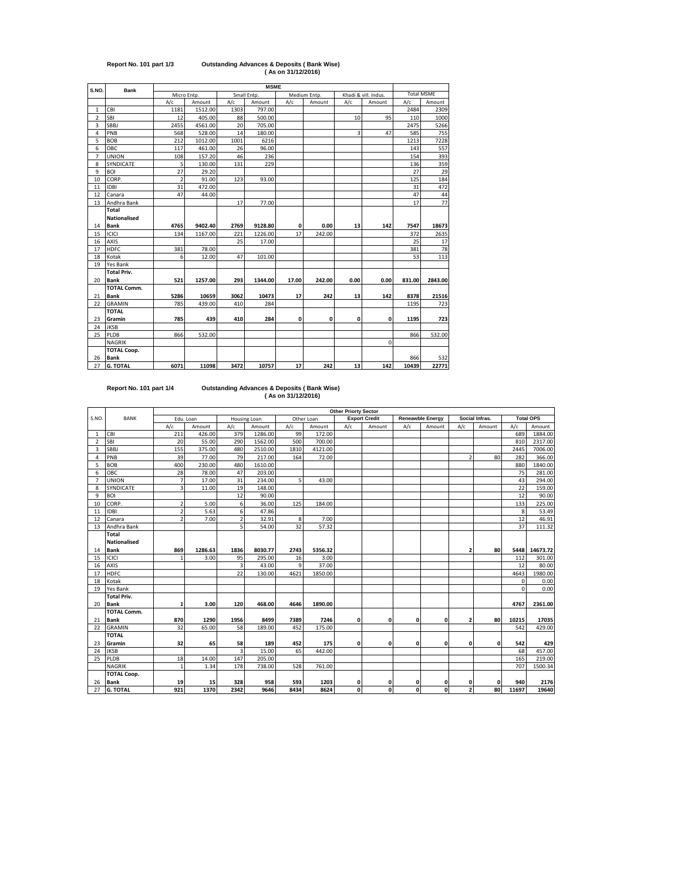**Report No. 101 part 1/3** **Outstanding Advances & Deposits ( Bank Wise)**
**( As on 31/12/2016)**

| S.NO. | Bank | MSME | | | | | | | | | |
|---|---|---|---|---|---|---|---|---|---|---|---|
| | | Micro Entp. | | Small Entp. | | Medium Entp. | | Khadi & vill. Indus. | | Total MSME | |
| | | A/c | Amount | A/c | Amount | A/c | Amount | A/c | Amount | A/c | Amount |
| 1 | CBI | 1181 | 1512.00 | 1303 | 797.00 | | | | | 2484 | 2309 |
| 2 | SBI | 12 | 405.00 | 88 | 500.00 | | | 10 | 95 | 110 | 1000 |
| 3 | SBBJ | 2455 | 4561.00 | 20 | 705.00 | | | | | 2475 | 5266 |
| 4 | PNB | 568 | 528.00 | 14 | 180.00 | | | 3 | 47 | 585 | 755 |
| 5 | BOB | 212 | 1012.00 | 1001 | 6216 | | | | | 1213 | 7228 |
| 6 | OBC | 117 | 461.00 | 26 | 96.00 | | | | | 143 | 557 |
| 7 | UNION | 108 | 157.20 | 46 | 236 | | | | | 154 | 393 |
| 8 | SYNDICATE | 5 | 130.00 | 131 | 229 | | | | | 136 | 359 |
| 9 | BOI | 27 | 29.20 | | | | | | | 27 | 29 |
| 10 | CORP. | 2 | 91.00 | 123 | 93.00 | | | | | 125 | 184 |
| 11 | IDBI | 31 | 472.00 | | | | | | | 31 | 472 |
| 12 | Canara | 47 | 44.00 | | | | | | | 47 | 44 |
| 13 | Andhra Bank | | | 17 | 77.00 | | | | | 17 | 77 |
| 14 | **Total Nationalised Bank** | **4765** | **9402.40** | **2769** | **9128.80** | **0** | **0.00** | **13** | **142** | **7547** | **18673** |
| 15 | ICICI | 134 | 1167.00 | 221 | 1226.00 | 17 | 242.00 | | | 372 | 2635 |
| 16 | AXIS | | | 25 | 17.00 | | | | | 25 | 17 |
| 17 | HDFC | 381 | 78.00 | | | | | | | 381 | 78 |
| 18 | Kotak | 6 | 12.00 | 47 | 101.00 | | | | | 53 | 113 |
| 19 | Yes Bank | | | | | | | | | | |
| 20 | **Total Priv. Bank** | **521** | **1257.00** | **293** | **1344.00** | **17.00** | **242.00** | **0.00** | **0.00** | **831.00** | **2843.00** |
| 21 | **TOTAL Comm. Bank** | **5286** | **10659** | **3062** | **10473** | **17** | **242** | **13** | **142** | **8378** | **21516** |
| 22 | GRAMIN | 785 | 439.00 | 410 | 284 | | | | | 1195 | 723 |
| 23 | **TOTAL Gramin** | **785** | **439** | **410** | **284** | **0** | **0** | **0** | **0** | **1195** | **723** |
| 24 | JKSB | | | | | | | | | | |
| 25 | PLDB | 866 | 532.00 | | | | | | | 866 | 532.00 |
| | NAGRIK | | | | | | | | 0 | | |
| 26 | **TOTAL Coop. Bank** | | | | | | | | | 866 | 532 |
| 27 | **G. TOTAL** | **6071** | **11098** | **3472** | **10757** | **17** | **242** | **13** | **142** | **10439** | **22771** |

**Report No. 101 part 1/4** **Outstanding Advances & Deposits ( Bank Wise)**
**( As on 31/12/2016)**

| S.NO. | BANK | Other Priorty Sector | | | | | | | | | | | | | |
|---|---|---|---|---|---|---|---|---|---|---|---|---|---|---|---|
| | | Edu. Loan | | Housing Loan | | Other Loan | | Export Credit | | Reneawble Energy | | Social Infras. | | Total OPS | |
| | | A/c | Amount | A/c | Amount | A/c | Amount | A/c | Amount | A/c | Amount | A/c | Amount | A/c | Amount |
| 1 | CBI | 211 | 426.00 | 379 | 1286.00 | 99 | 172.00 | | | | | | | 689 | 1884.00 |
| 2 | SBI | 20 | 55.00 | 290 | 1562.00 | 500 | 700.00 | | | | | | | 810 | 2317.00 |
| 3 | SBBJ | 155 | 375.00 | 480 | 2510.00 | 1810 | 4121.00 | | | | | | | 2445 | 7006.00 |
| 4 | PNB | 39 | 77.00 | 79 | 217.00 | 164 | 72.00 | | | | | 2 | 80 | 282 | 366.00 |
| 5 | BOB | 400 | 230.00 | 480 | 1610.00 | | | | | | | | | 880 | 1840.00 |
| 6 | OBC | 28 | 78.00 | 47 | 203.00 | | | | | | | | | 75 | 281.00 |
| 7 | UNION | 7 | 17.00 | 31 | 234.00 | 5 | 43.00 | | | | | | | 43 | 294.00 |
| 8 | SYNDICATE | 3 | 11.00 | 19 | 148.00 | | | | | | | | | 22 | 159.00 |
| 9 | BOI | | | 12 | 90.00 | | | | | | | | | 12 | 90.00 |
| 10 | CORP. | 2 | 5.00 | 6 | 36.00 | 125 | 184.00 | | | | | | | 133 | 225.00 |
| 11 | IDBI | 2 | 5.63 | 6 | 47.86 | | | | | | | | | 8 | 53.49 |
| 12 | Canara | 2 | 7.00 | 2 | 32.91 | 8 | 7.00 | | | | | | | 12 | 46.91 |
| 13 | Andhra Bank | | | 5 | 54.00 | 32 | 57.32 | | | | | | | 37 | 111.32 |
| 14 | **Total Nationalised Bank** | **869** | **1286.63** | **1836** | **8030.77** | **2743** | **5356.32** | | | | | **2** | **80** | **5448** | **14673.72** |
| 15 | ICICI | 1 | 3.00 | 95 | 295.00 | 16 | 3.00 | | | | | | | 112 | 301.00 |
| 16 | AXIS | | | 3 | 43.00 | 9 | 37.00 | | | | | | | 12 | 80.00 |
| 17 | HDFC | | | 22 | 130.00 | 4621 | 1850.00 | | | | | | | 4643 | 1980.00 |
| 18 | Kotak | | | | | | | | | | | | | 0 | 0.00 |
| 19 | Yes Bank | | | | | | | | | | | | | 0 | 0.00 |
| 20 | **Total Priv. Bank** | **1** | **3.00** | **120** | **468.00** | **4646** | **1890.00** | | | | | | | **4767** | **2361.00** |
| 21 | **TOTAL Comm. Bank** | **870** | **1290** | **1956** | **8499** | **7389** | **7246** | **0** | **0** | **0** | **0** | **2** | **80** | **10215** | **17035** |
| 22 | GRAMIN | 32 | 65.00 | 58 | 189.00 | 452 | 175.00 | | | | | | | 542 | 429.00 |
| 23 | **TOTAL Gramin** | **32** | **65** | **58** | **189** | **452** | **175** | **0** | **0** | **0** | **0** | **0** | **0** | **542** | **429** |
| 24 | JKSB | | | 3 | 15.00 | 65 | 442.00 | | | | | | | 68 | 457.00 |
| 25 | PLDB | 18 | 14.00 | 147 | 205.00 | | | | | | | | | 165 | 219.00 |
| | NAGRIK | 1 | 1.34 | 178 | 738.00 | 528 | 761.00 | | | | | | | 707 | 1500.34 |
| 26 | **TOTAL Coop. Bank** | **19** | **15** | **328** | **958** | **593** | **1203** | **0** | **0** | **0** | **0** | **0** | **0** | **940** | **2176** |
| 27 | **G. TOTAL** | **921** | **1370** | **2342** | **9646** | **8434** | **8624** | **0** | **0** | **0** | **0** | **2** | **80** | **11697** | **19640** |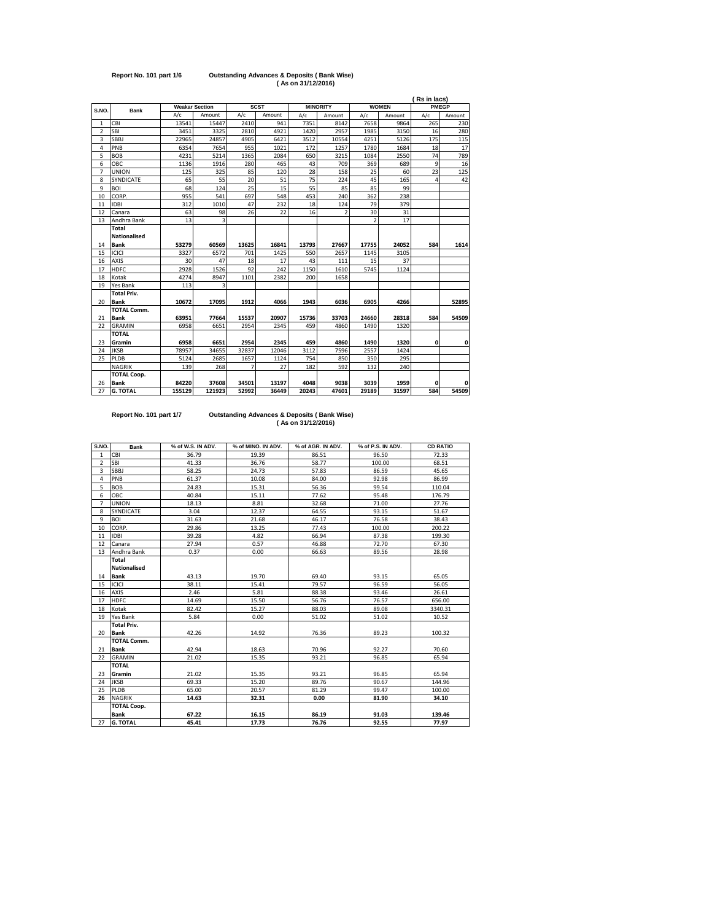**Report No. 101 part 1/6** **Outstanding Advances & Deposits ( Bank Wise)**
**( As on 31/12/2016)**

( Rs in lacs)

| S.NO. | Bank | Weakar Section | | SCST | | MINORITY | | WOMEN | | PMEGP | |
|---|---|---|---|---|---|---|---|---|---|---|---|
| | | A/c | Amount | A/c | Amount | A/c | Amount | A/c | Amount | A/c | Amount |
| 1 | CBI | 13541 | 15447 | 2410 | 941 | 7351 | 8142 | 7658 | 9864 | 265 | 230 |
| 2 | SBI | 3451 | 3325 | 2810 | 4921 | 1420 | 2957 | 1985 | 3150 | 16 | 280 |
| 3 | SBBJ | 22965 | 24857 | 4905 | 6421 | 3512 | 10554 | 4251 | 5126 | 175 | 115 |
| 4 | PNB | 6354 | 7654 | 955 | 1021 | 172 | 1257 | 1780 | 1684 | 18 | 17 |
| 5 | BOB | 4231 | 5214 | 1365 | 2084 | 650 | 3215 | 1084 | 2550 | 74 | 789 |
| 6 | OBC | 1136 | 1916 | 280 | 465 | 43 | 709 | 369 | 689 | 9 | 16 |
| 7 | UNION | 125 | 325 | 85 | 120 | 28 | 158 | 25 | 60 | 23 | 125 |
| 8 | SYNDICATE | 65 | 55 | 20 | 51 | 75 | 224 | 45 | 165 | 4 | 42 |
| 9 | BOI | 68 | 124 | 25 | 15 | 55 | 85 | 85 | 99 | | |
| 10 | CORP. | 955 | 541 | 697 | 548 | 453 | 240 | 362 | 238 | | |
| 11 | IDBI | 312 | 1010 | 47 | 232 | 18 | 124 | 79 | 379 | | |
| 12 | Canara | 63 | 98 | 26 | 22 | 16 | 2 | 30 | 31 | | |
| 13 | Andhra Bank | 13 | 3 | | | | | 2 | 17 | | |
| 14 | **Total Nationalised Bank** | **53279** | **60569** | **13625** | **16841** | **13793** | **27667** | **17755** | **24052** | **584** | **1614** |
| 15 | ICICI | 3327 | 6572 | 701 | 1425 | 550 | 2657 | 1145 | 3105 | | |
| 16 | AXIS | 30 | 47 | 18 | 17 | 43 | 111 | 15 | 37 | | |
| 17 | HDFC | 2928 | 1526 | 92 | 242 | 1150 | 1610 | 5745 | 1124 | | |
| 18 | Kotak | 4274 | 8947 | 1101 | 2382 | 200 | 1658 | | | | |
| 19 | Yes Bank | 113 | 3 | | | | | | | | |
| 20 | **Total Priv. Bank** | **10672** | **17095** | **1912** | **4066** | **1943** | **6036** | **6905** | **4266** | | **52895** |
| 21 | **TOTAL Comm. Bank** | **63951** | **77664** | **15537** | **20907** | **15736** | **33703** | **24660** | **28318** | **584** | **54509** |
| 22 | GRAMIN | 6958 | 6651 | 2954 | 2345 | 459 | 4860 | 1490 | 1320 | | |
| 23 | **TOTAL Gramin** | **6958** | **6651** | **2954** | **2345** | **459** | **4860** | **1490** | **1320** | **0** | **0** |
| 24 | JKSB | 78957 | 34655 | 32837 | 12046 | 3112 | 7596 | 2557 | 1424 | | |
| 25 | PLDB | 5124 | 2685 | 1657 | 1124 | 754 | 850 | 350 | 295 | | |
| | NAGRIK | 139 | 268 | 7 | 27 | 182 | 592 | 132 | 240 | | |
| 26 | **TOTAL Coop. Bank** | **84220** | **37608** | **34501** | **13197** | **4048** | **9038** | **3039** | **1959** | **0** | **0** |
| 27 | **G. TOTAL** | **155129** | **121923** | **52992** | **36449** | **20243** | **47601** | **29189** | **31597** | **584** | **54509** |

**Report No. 101 part 1/7** **Outstanding Advances & Deposits ( Bank Wise)**
**( As on 31/12/2016)**

| S.NO. | Bank | % of W.S. IN ADV. | % of MINO. IN ADV. | % of AGR. IN ADV. | % of P.S. IN ADV. | CD RATIO |
|---|---|---|---|---|---|---|
| 1 | CBI | 36.79 | 19.39 | 86.51 | 96.50 | 72.33 |
| 2 | SBI | 41.33 | 36.76 | 58.77 | 100.00 | 68.51 |
| 3 | SBBJ | 58.25 | 24.73 | 57.83 | 86.59 | 45.65 |
| 4 | PNB | 61.37 | 10.08 | 84.00 | 92.98 | 86.99 |
| 5 | BOB | 24.83 | 15.31 | 56.36 | 99.54 | 110.04 |
| 6 | OBC | 40.84 | 15.11 | 77.62 | 95.48 | 176.79 |
| 7 | UNION | 18.13 | 8.81 | 32.68 | 71.00 | 27.76 |
| 8 | SYNDICATE | 3.04 | 12.37 | 64.55 | 93.15 | 51.67 |
| 9 | BOI | 31.63 | 21.68 | 46.17 | 76.58 | 38.43 |
| 10 | CORP. | 29.86 | 13.25 | 77.43 | 100.00 | 200.22 |
| 11 | IDBI | 39.28 | 4.82 | 66.94 | 87.38 | 199.30 |
| 12 | Canara | 27.94 | 0.57 | 46.88 | 72.70 | 67.30 |
| 13 | Andhra Bank | 0.37 | 0.00 | 66.63 | 89.56 | 28.98 |
| 14 | **Total Nationalised Bank** | 43.13 | 19.70 | 69.40 | 93.15 | 65.05 |
| 15 | ICICI | 38.11 | 15.41 | 79.57 | 96.59 | 56.05 |
| 16 | AXIS | 2.46 | 5.81 | 88.38 | 93.46 | 26.61 |
| 17 | HDFC | 14.69 | 15.50 | 56.76 | 76.57 | 656.00 |
| 18 | Kotak | 82.42 | 15.27 | 88.03 | 89.08 | 3340.31 |
| 19 | Yes Bank | 5.84 | 0.00 | 51.02 | 51.02 | 10.52 |
| 20 | **Total Priv. Bank** | 42.26 | 14.92 | 76.36 | 89.23 | 100.32 |
| 21 | **TOTAL Comm. Bank** | 42.94 | 18.63 | 70.96 | 92.27 | 70.60 |
| 22 | GRAMIN | 21.02 | 15.35 | 93.21 | 96.85 | 65.94 |
| 23 | **TOTAL Gramin** | 21.02 | 15.35 | 93.21 | 96.85 | 65.94 |
| 24 | JKSB | 69.33 | 15.20 | 89.76 | 90.67 | 144.96 |
| 25 | PLDB | 65.00 | 20.57 | 81.29 | 99.47 | 100.00 |
| **26** | **NAGRIK** | **14.63** | **32.31** | **0.00** | **81.90** | **34.10** |
| | **TOTAL Coop. Bank** | **67.22** | **16.15** | **86.19** | **91.03** | **139.46** |
| 27 | **G. TOTAL** | **45.41** | **17.73** | **76.76** | **92.55** | **77.97** |